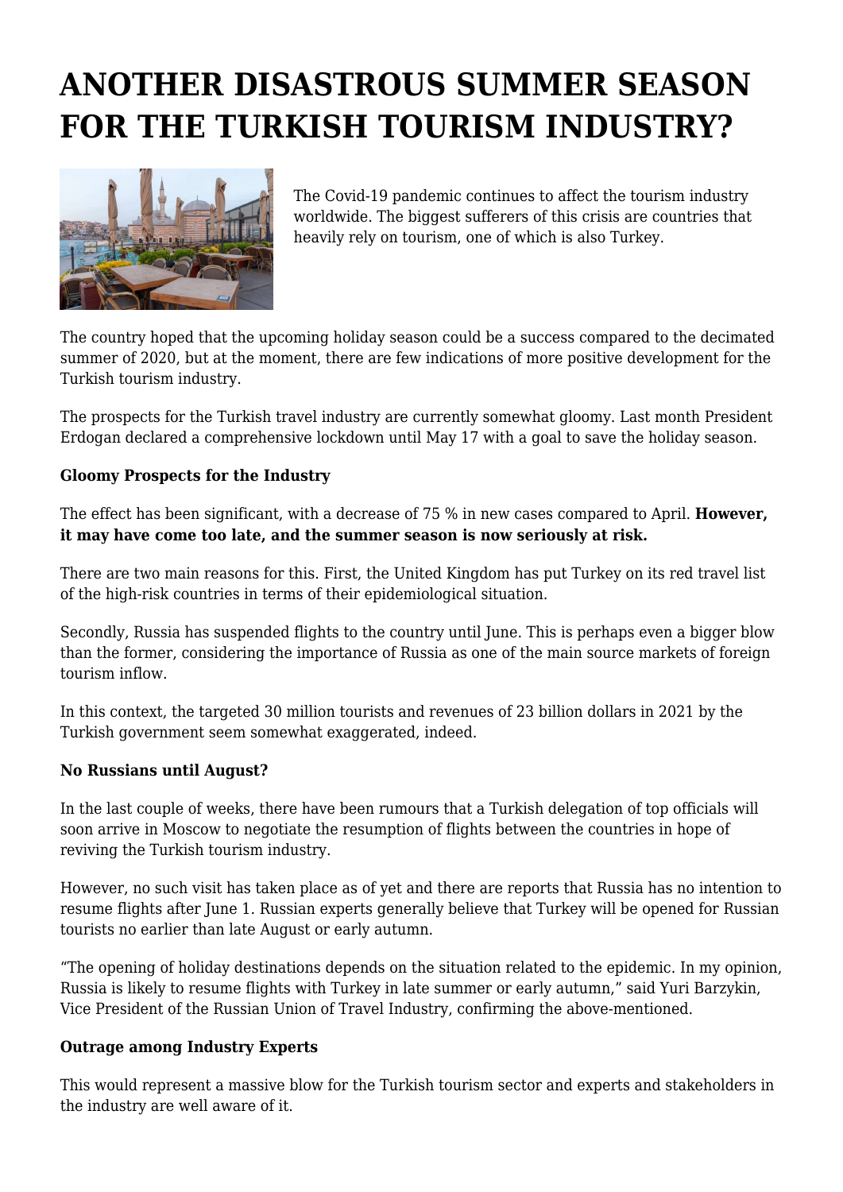# ANOTHER DISASTROUS SUMMER SEASON FOR THE TURKISH TOURISM INDUSTRY?

The Covid-19 pandemic continues to affect the tourism industry worldwide. The biggest sufferers of this crisis are countries that heavily rely on tourism, one of which is also Turkey.

The country hoped that the upcoming holiday season could be a success compared to the decimated summer of 2020, but at the moment, there are few indications of more positive development for the Turkish tourism industry.

The prospects for the Turkish travel industry are currently somewhat gloomy. Last month President Erdogan declared a comprehensive lockdown until May 17 with a goal to save the holiday season.

**Gloomy Prospects for the Industry**

The effect has been significant, with a decrease of 75 % in new cases compared to April. **However, it may have come too late, and the summer season is now seriously at risk.**

There are two main reasons for this. First, the United Kingdom has put Turkey on its red travel list of the high-risk countries in terms of their epidemiological situation.

Secondly, Russia has suspended flights to the country until June. This is perhaps even a bigger blow than the former, considering the importance of Russia as one of the main source markets of foreign tourism inflow.

In this context, the targeted 30 million tourists and revenues of 23 billion dollars in 2021 by the Turkish government seem somewhat exaggerated, indeed.

**No Russians until August?**

In the last couple of weeks, there have been rumours that a Turkish delegation of top officials will soon arrive in Moscow to negotiate the resumption of flights between the countries in hope of reviving the Turkish tourism industry.

However, no such visit has taken place as of yet and there are reports that Russia has no intention to resume flights after June 1. Russian experts generally believe that Turkey will be opened for Russian tourists no earlier than late August or early autumn.

"The opening of holiday destinations depends on the situation related to the epidemic. In my opinion, Russia is likely to resume flights with Turkey in late summer or early autumn," said Yuri Barzykin, Vice President of the Russian Union of Travel Industry, confirming the above-mentioned.

**Outrage among Industry Experts**

This would represent a massive blow for the Turkish tourism sector and experts and stakeholders in the industry are well aware of it.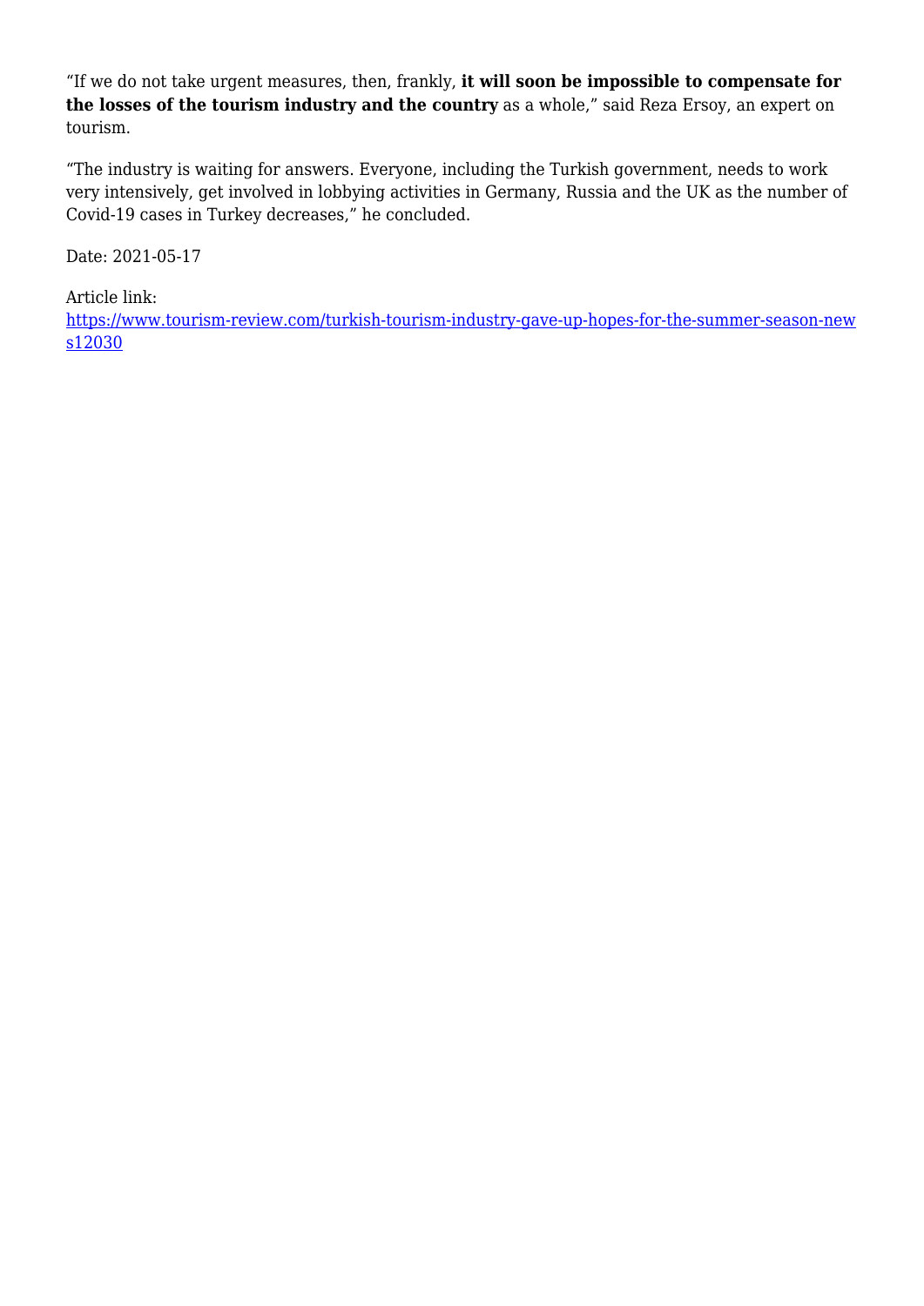"If we do not take urgent measures, then, frankly, **it will soon be impossible to compensate for the losses of the tourism industry and the country** as a whole," said Reza Ersoy, an expert on tourism.

"The industry is waiting for answers. Everyone, including the Turkish government, needs to work very intensively, get involved in lobbying activities in Germany, Russia and the UK as the number of Covid-19 cases in Turkey decreases," he concluded.

Date: 2021-05-17

Article link:
[https://www.tourism-review.com/turkish-tourism-industry-gave-up-hopes-for-the-summer-season-news12030](https://www.tourism-review.com/turkish-tourism-industry-gave-up-hopes-for-the-summer-season-news12030)